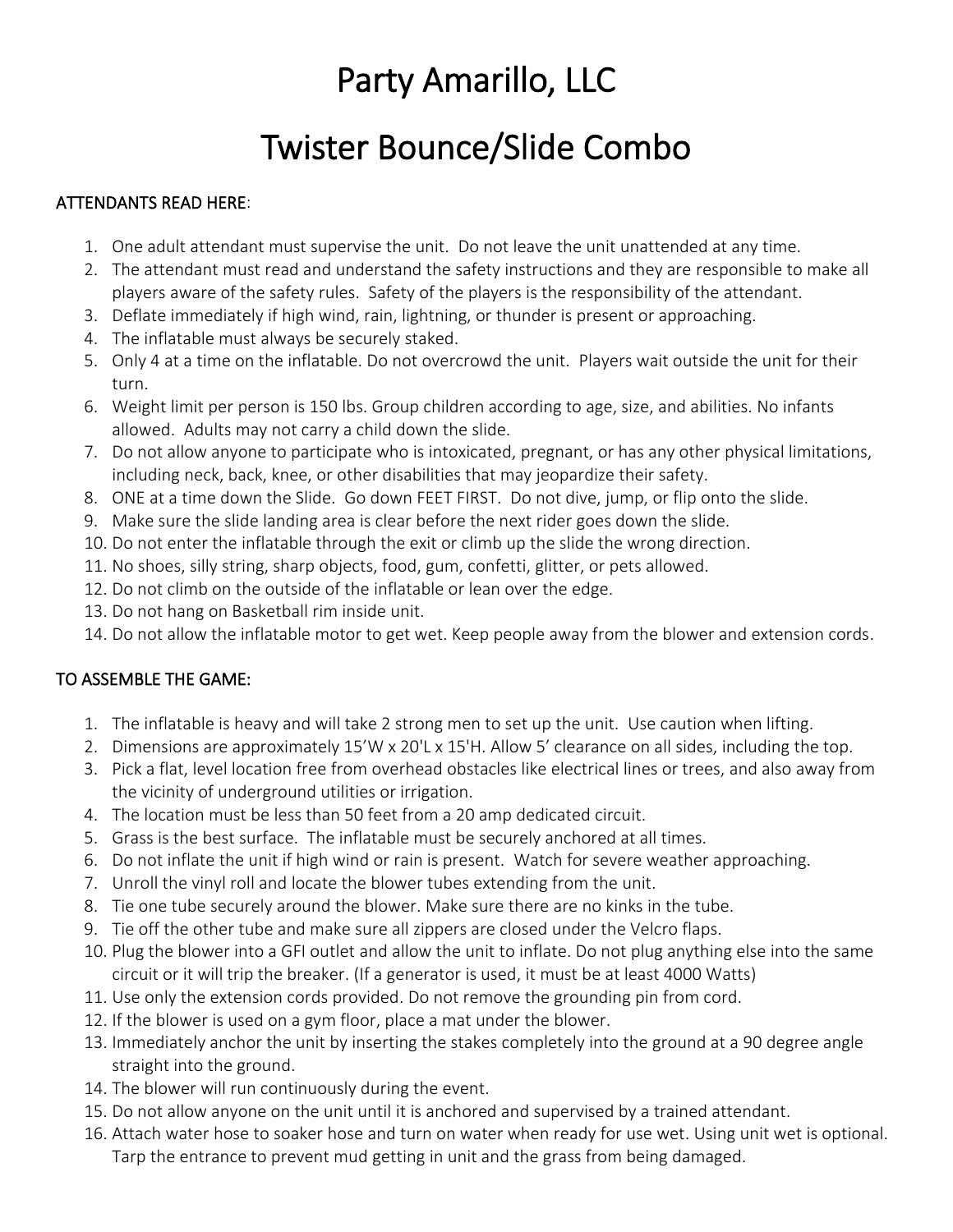# Party Amarillo, LLC

# Twister Bounce/Slide Combo

**ATTENDANTS READ HERE**:

1. One adult attendant must supervise the unit.  Do not leave the unit unattended at any time.
2. The attendant must read and understand the safety instructions and they are responsible to make all players aware of the safety rules.  Safety of the players is the responsibility of the attendant.
3. Deflate immediately if high wind, rain, lightning, or thunder is present or approaching.
4. The inflatable must always be securely staked.
5. Only 4 at a time on the inflatable. Do not overcrowd the unit.  Players wait outside the unit for their turn.
6. Weight limit per person is 150 lbs. Group children according to age, size, and abilities. No infants allowed.  Adults may not carry a child down the slide.
7. Do not allow anyone to participate who is intoxicated, pregnant, or has any other physical limitations, including neck, back, knee, or other disabilities that may jeopardize their safety.
8. ONE at a time down the Slide.  Go down FEET FIRST.  Do not dive, jump, or flip onto the slide.
9. Make sure the slide landing area is clear before the next rider goes down the slide.
10. Do not enter the inflatable through the exit or climb up the slide the wrong direction.
11. No shoes, silly string, sharp objects, food, gum, confetti, glitter, or pets allowed.
12. Do not climb on the outside of the inflatable or lean over the edge.
13. Do not hang on Basketball rim inside unit.
14. Do not allow the inflatable motor to get wet. Keep people away from the blower and extension cords.

**TO ASSEMBLE THE GAME:**

1. The inflatable is heavy and will take 2 strong men to set up the unit.  Use caution when lifting.
2. Dimensions are approximately 15’W x 20'L x 15'H. Allow 5’ clearance on all sides, including the top.
3. Pick a flat, level location free from overhead obstacles like electrical lines or trees, and also away from the vicinity of underground utilities or irrigation.
4. The location must be less than 50 feet from a 20 amp dedicated circuit.
5. Grass is the best surface.  The inflatable must be securely anchored at all times.
6. Do not inflate the unit if high wind or rain is present.  Watch for severe weather approaching.
7. Unroll the vinyl roll and locate the blower tubes extending from the unit.
8. Tie one tube securely around the blower. Make sure there are no kinks in the tube.
9. Tie off the other tube and make sure all zippers are closed under the Velcro flaps.
10. Plug the blower into a GFI outlet and allow the unit to inflate. Do not plug anything else into the same circuit or it will trip the breaker. (If a generator is used, it must be at least 4000 Watts)
11. Use only the extension cords provided. Do not remove the grounding pin from cord.
12. If the blower is used on a gym floor, place a mat under the blower.
13. Immediately anchor the unit by inserting the stakes completely into the ground at a 90 degree angle straight into the ground.
14. The blower will run continuously during the event.
15. Do not allow anyone on the unit until it is anchored and supervised by a trained attendant.
16. Attach water hose to soaker hose and turn on water when ready for use wet. Using unit wet is optional. Tarp the entrance to prevent mud getting in unit and the grass from being damaged.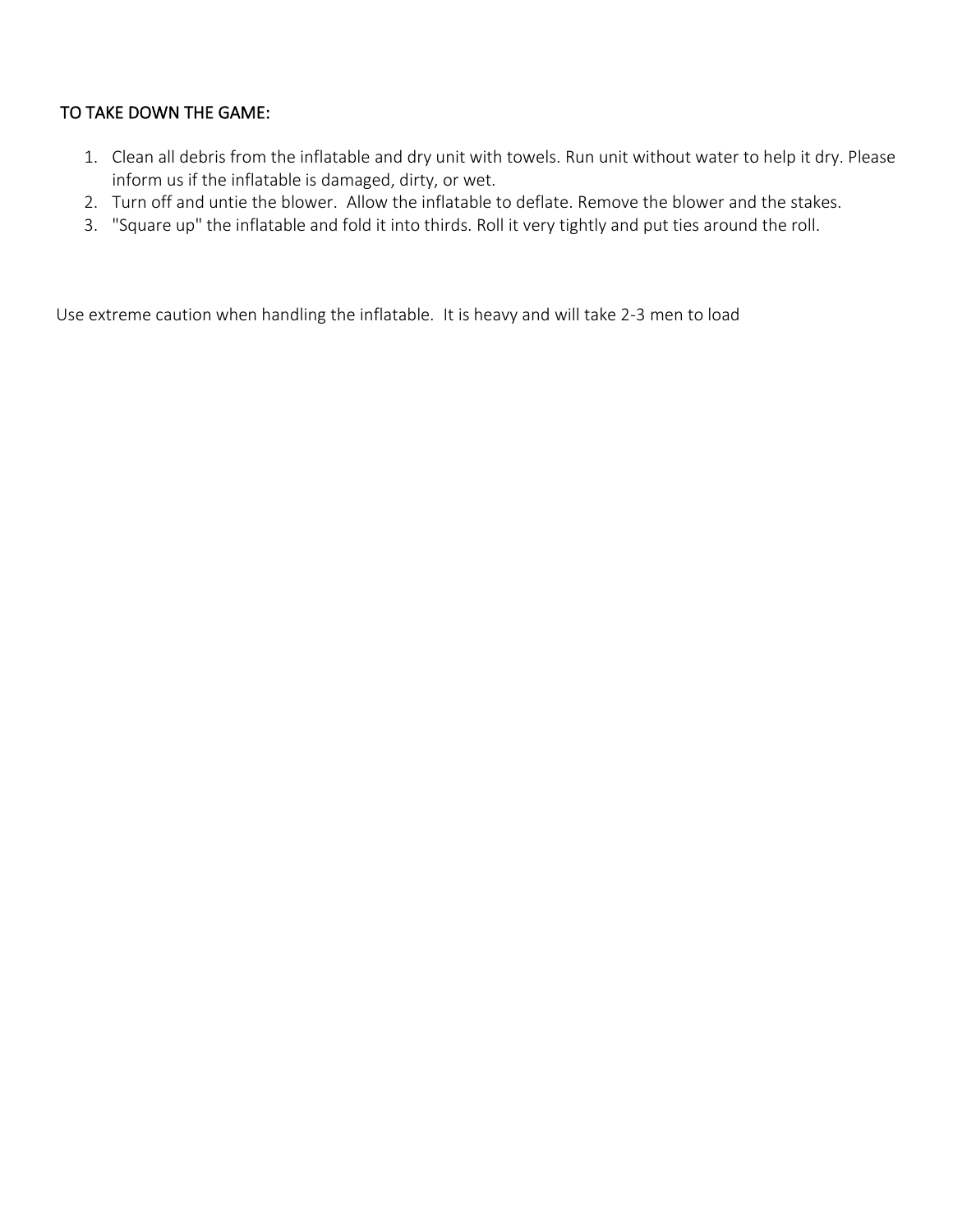## TO TAKE DOWN THE GAME:

1. Clean all debris from the inflatable and dry unit with towels. Run unit without water to help it dry. Please inform us if the inflatable is damaged, dirty, or wet.
2. Turn off and untie the blower.  Allow the inflatable to deflate. Remove the blower and the stakes.
3. "Square up" the inflatable and fold it into thirds. Roll it very tightly and put ties around the roll.

Use extreme caution when handling the inflatable.  It is heavy and will take 2-3 men to load